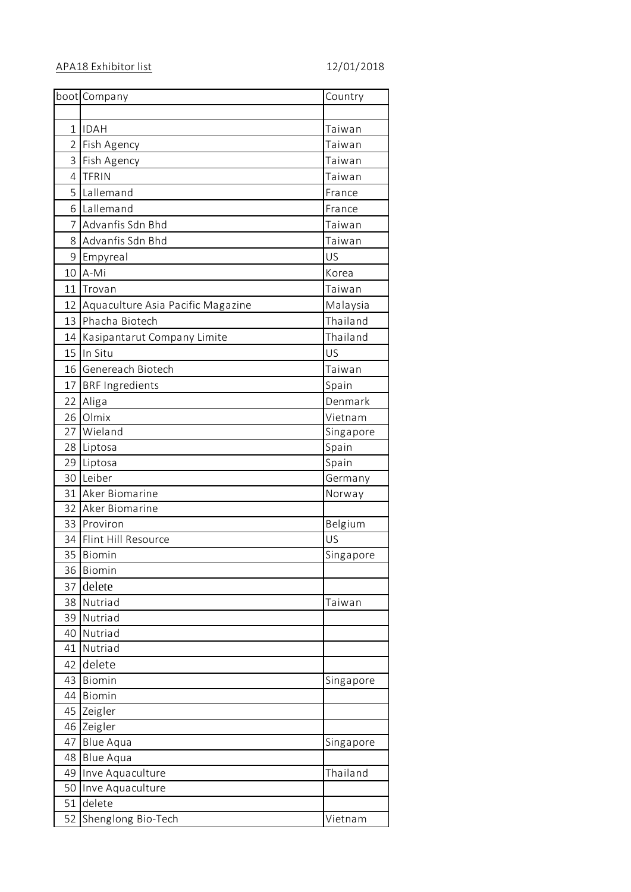APA18 Exhibitor list 12/01/2018

| boot | Company | Country |
|---|---|---|
| | | |
| 1 | IDAH | Taiwan |
| 2 | Fish Agency | Taiwan |
| 3 | Fish Agency | Taiwan |
| 4 | TFRIN | Taiwan |
| 5 | Lallemand | France |
| 6 | Lallemand | France |
| 7 | Advanfis Sdn Bhd | Taiwan |
| 8 | Advanfis Sdn Bhd | Taiwan |
| 9 | Empyreal | US |
| 10 | A-Mi | Korea |
| 11 | Trovan | Taiwan |
| 12 | Aquaculture Asia Pacific Magazine | Malaysia |
| 13 | Phacha Biotech | Thailand |
| 14 | Kasipantarut Company Limite | Thailand |
| 15 | In Situ | US |
| 16 | Genereach Biotech | Taiwan |
| 17 | BRF Ingredients | Spain |
| 22 | Aliga | Denmark |
| 26 | Olmix | Vietnam |
| 27 | Wieland | Singapore |
| 28 | Liptosa | Spain |
| 29 | Liptosa | Spain |
| 30 | Leiber | Germany |
| 31 | Aker Biomarine | Norway |
| 32 | Aker Biomarine | |
| 33 | Proviron | Belgium |
| 34 | Flint Hill Resource | US |
| 35 | Biomin | Singapore |
| 36 | Biomin | |
| 37 | delete | |
| 38 | Nutriad | Taiwan |
| 39 | Nutriad | |
| 40 | Nutriad | |
| 41 | Nutriad | |
| 42 | delete | |
| 43 | Biomin | Singapore |
| 44 | Biomin | |
| 45 | Zeigler | |
| 46 | Zeigler | |
| 47 | Blue Aqua | Singapore |
| 48 | Blue Aqua | |
| 49 | Inve Aquaculture | Thailand |
| 50 | Inve Aquaculture | |
| 51 | delete | |
| 52 | Shenglong Bio-Tech | Vietnam |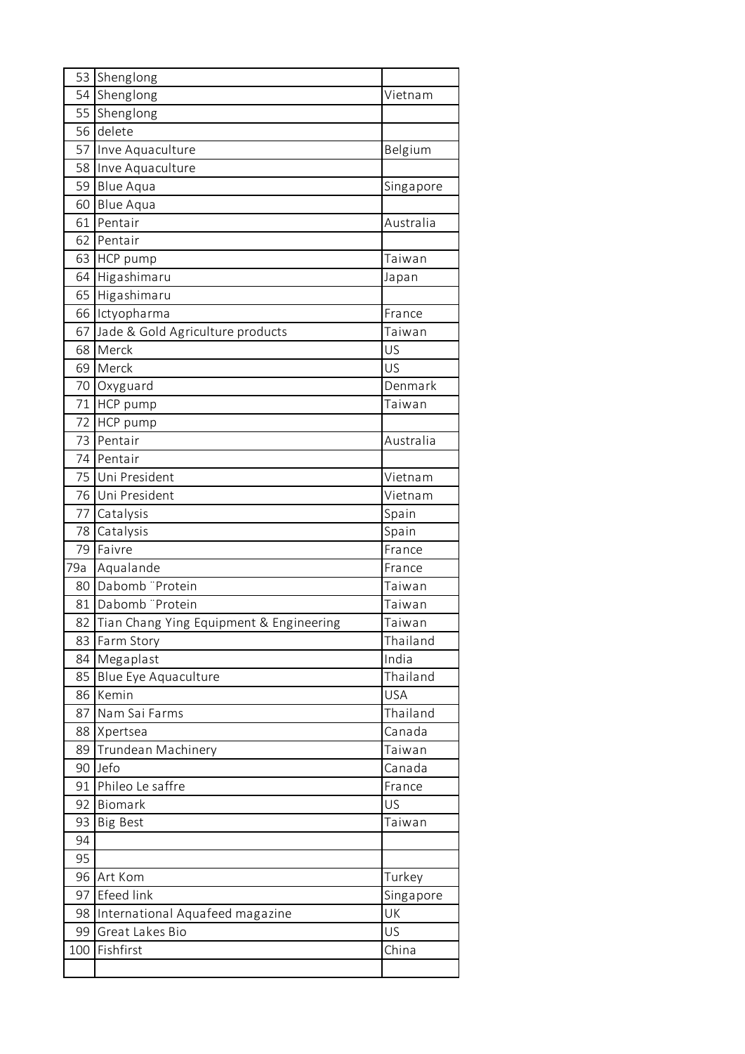| 53 | Shenglong | |
|---|---|---|
| 54 | Shenglong | Vietnam |
| 55 | Shenglong | |
| 56 | delete | |
| 57 | Inve Aquaculture | Belgium |
| 58 | Inve Aquaculture | |
| 59 | Blue Aqua | Singapore |
| 60 | Blue Aqua | |
| 61 | Pentair | Australia |
| 62 | Pentair | |
| 63 | HCP pump | Taiwan |
| 64 | Higashimaru | Japan |
| 65 | Higashimaru | |
| 66 | Ictyopharma | France |
| 67 | Jade & Gold Agriculture products | Taiwan |
| 68 | Merck | US |
| 69 | Merck | US |
| 70 | Oxyguard | Denmark |
| 71 | HCP pump | Taiwan |
| 72 | HCP pump | |
| 73 | Pentair | Australia |
| 74 | Pentair | |
| 75 | Uni President | Vietnam |
| 76 | Uni President | Vietnam |
| 77 | Catalysis | Spain |
| 78 | Catalysis | Spain |
| 79 | Faivre | France |
| 79a | Aqualande | France |
| 80 | Dabomb ¨Protein | Taiwan |
| 81 | Dabomb ¨Protein | Taiwan |
| 82 | Tian Chang Ying Equipment & Engineering | Taiwan |
| 83 | Farm Story | Thailand |
| 84 | Megaplast | India |
| 85 | Blue Eye Aquaculture | Thailand |
| 86 | Kemin | USA |
| 87 | Nam Sai Farms | Thailand |
| 88 | Xpertsea | Canada |
| 89 | Trundean Machinery | Taiwan |
| 90 | Jefo | Canada |
| 91 | Phileo Le saffre | France |
| 92 | Biomark | US |
| 93 | Big Best | Taiwan |
| 94 | | |
| 95 | | |
| 96 | Art Kom | Turkey |
| 97 | Efeed link | Singapore |
| 98 | International Aquafeed magazine | UK |
| 99 | Great Lakes Bio | US |
| 100 | Fishfirst | China |
| | | |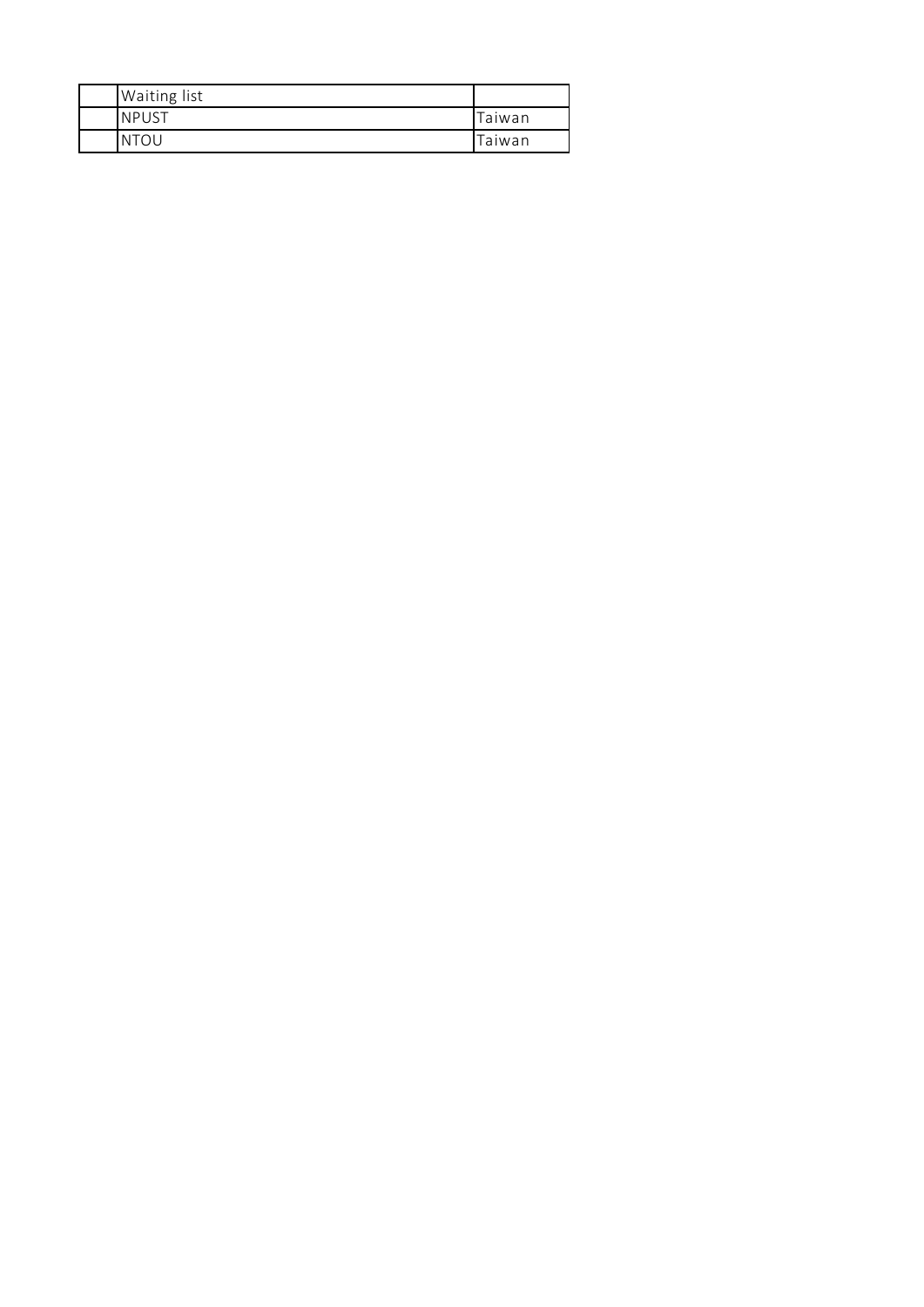| | | |
|---|---|---|
| | Waiting list | |
| | NPUST | Taiwan |
| | NTOU | Taiwan |